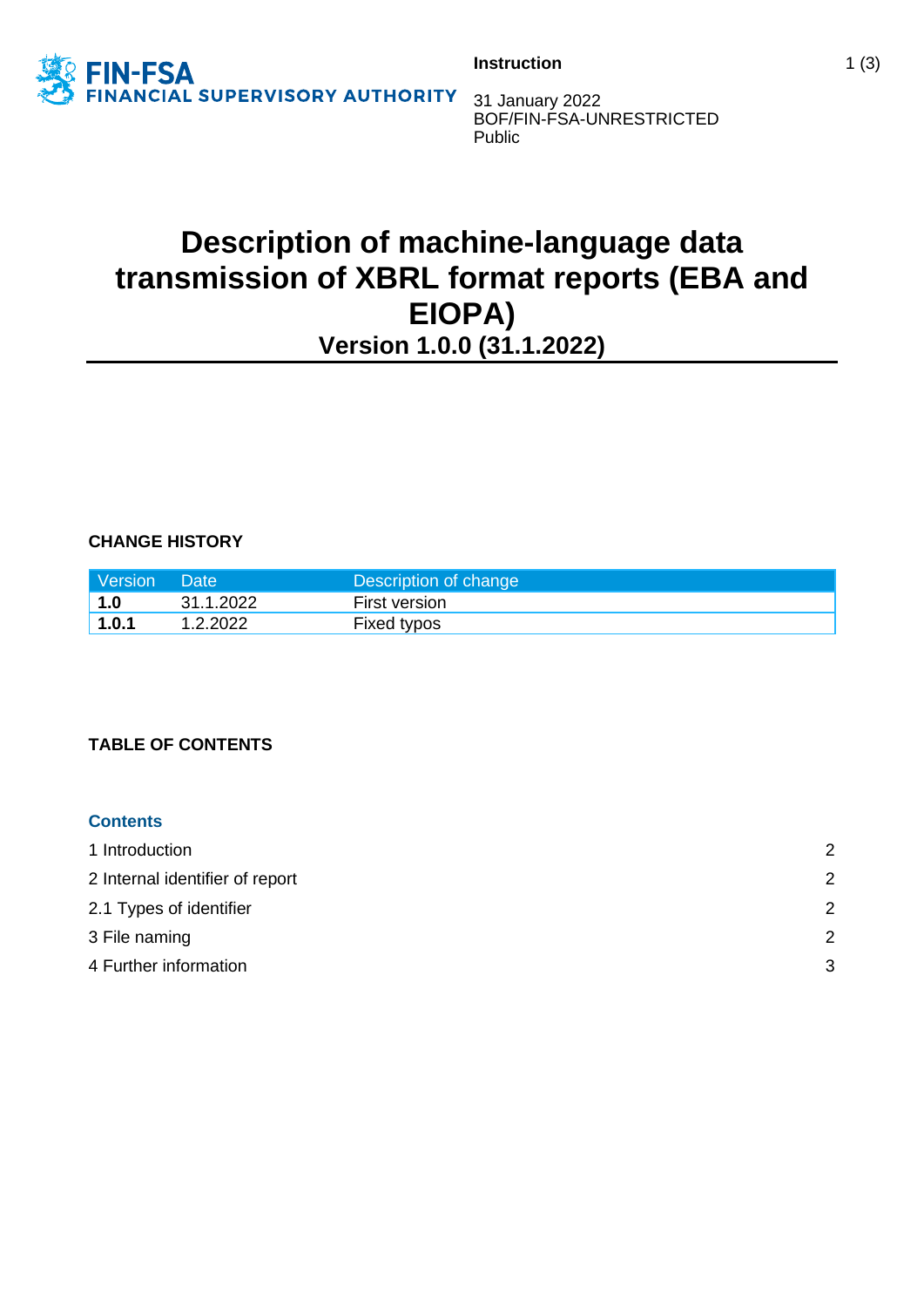FIN-FSA FINANCIAL SUPERVISORY AUTHORITY

**Instruction**

31 January 2022
BOF/FIN-FSA-UNRESTRICTED
Public

# Description of machine-language data transmission of XBRL format reports (EBA and EIOPA)

## Version 1.0.0 (31.1.2022)

**CHANGE HISTORY**

| Version | Date | Description of change |
|---|---|---|
| **1.0** | 31.1.2022 | First version |
| **1.0.1** | 1.2.2022 | Fixed typos |

**TABLE OF CONTENTS**

**Contents**

1 Introduction 2
2 Internal identifier of report 2
2.1 Types of identifier 2
3 File naming 2
4 Further information 3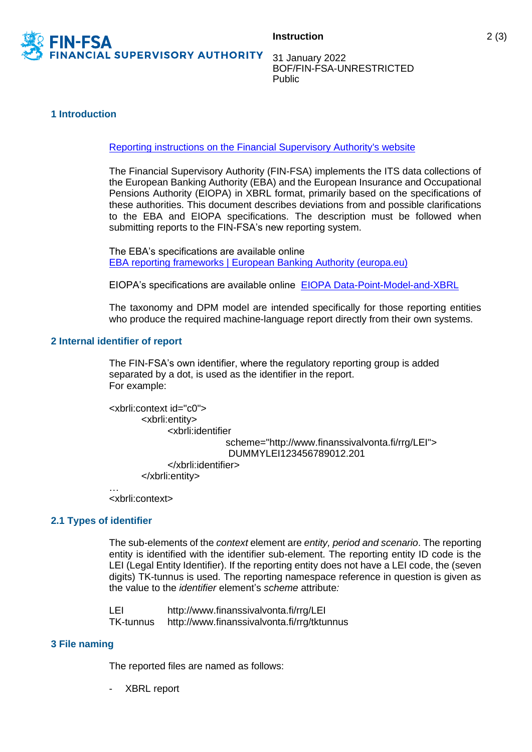## 1 Introduction

[Reporting instructions on the Financial Supervisory Authority's website]

The Financial Supervisory Authority (FIN-FSA) implements the ITS data collections of the European Banking Authority (EBA) and the European Insurance and Occupational Pensions Authority (EIOPA) in XBRL format, primarily based on the specifications of these authorities. This document describes deviations from and possible clarifications to the EBA and EIOPA specifications. The description must be followed when submitting reports to the FIN-FSA's new reporting system.

The EBA's specifications are available online
[EBA reporting frameworks | European Banking Authority (europa.eu)]

EIOPA's specifications are available online [EIOPA Data-Point-Model-and-XBRL]

The taxonomy and DPM model are intended specifically for those reporting entities who produce the required machine-language report directly from their own systems.

## 2 Internal identifier of report

The FIN-FSA's own identifier, where the regulatory reporting group is added separated by a dot, is used as the identifier in the report.
For example:

```
<xbrli:context id="c0">
        <xbrli:entity>
              <xbrli:identifier
                              scheme="http://www.finanssivalvonta.fi/rrg/LEI">
                               DUMMYLEI123456789012.201
              </xbrli:identifier>
        </xbrli:entity>
…
<xbrli:context>
```

## 2.1 Types of identifier

The sub-elements of the *context* element are *entity, period and scenario*. The reporting entity is identified with the identifier sub-element. The reporting entity ID code is the LEI (Legal Entity Identifier). If the reporting entity does not have a LEI code, the (seven digits) TK-tunnus is used. The reporting namespace reference in question is given as the value to the *identifier* element's *scheme* attribute*:*

| | |
|---|---|
| LEI | http://www.finanssivalvonta.fi/rrg/LEI |
| TK-tunnus | http://www.finanssivalvonta.fi/rrg/tktunnus |

## 3 File naming

The reported files are named as follows:

- XBRL report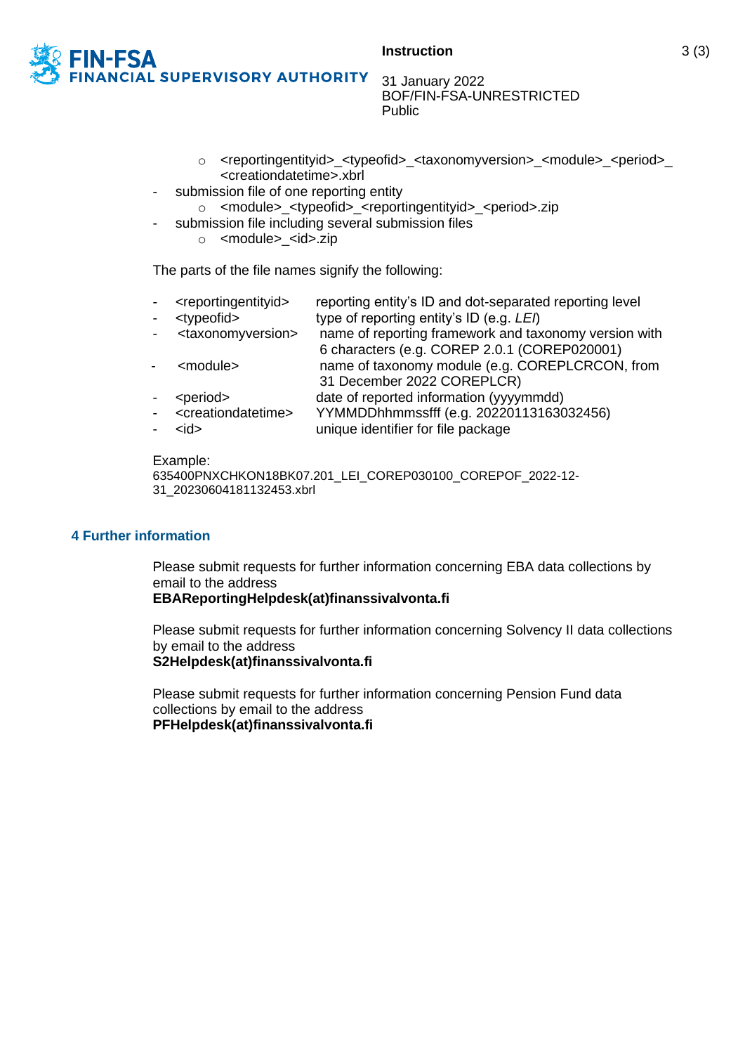- <reportingentityid>_<typeofid>_<taxonomyversion>_<module>_<period>_<creationdatetime>.xbrl
- submission file of one reporting entity
  - <module>_<typeofid>_<reportingentityid>_<period>.zip
- submission file including several submission files
  - <module>_<id>.zip

The parts of the file names signify the following:

- <reportingentityid> reporting entity's ID and dot-separated reporting level
- <typeofid> type of reporting entity's ID (e.g. *LEI*)
- <taxonomyversion> name of reporting framework and taxonomy version with 6 characters (e.g. COREP 2.0.1 (COREP020001)
- <module> name of taxonomy module (e.g. COREPLCRCON, from 31 December 2022 COREPLCR)
- <period> date of reported information (yyyymmdd)
- <creationdatetime> YYMMDDhhmmssfff (e.g. 20220113163032456)
- <id> unique identifier for file package

Example:
635400PNXCHKON18BK07.201_LEI_COREP030100_COREPOF_2022-12-31_20230604181132453.xbrl

## 4 Further information

Please submit requests for further information concerning EBA data collections by email to the address
**EBAReportingHelpdesk(at)finanssivalvonta.fi**

Please submit requests for further information concerning Solvency II data collections by email to the address
**S2Helpdesk(at)finanssivalvonta.fi**

Please submit requests for further information concerning Pension Fund data collections by email to the address
**PFHelpdesk(at)finanssivalvonta.fi**